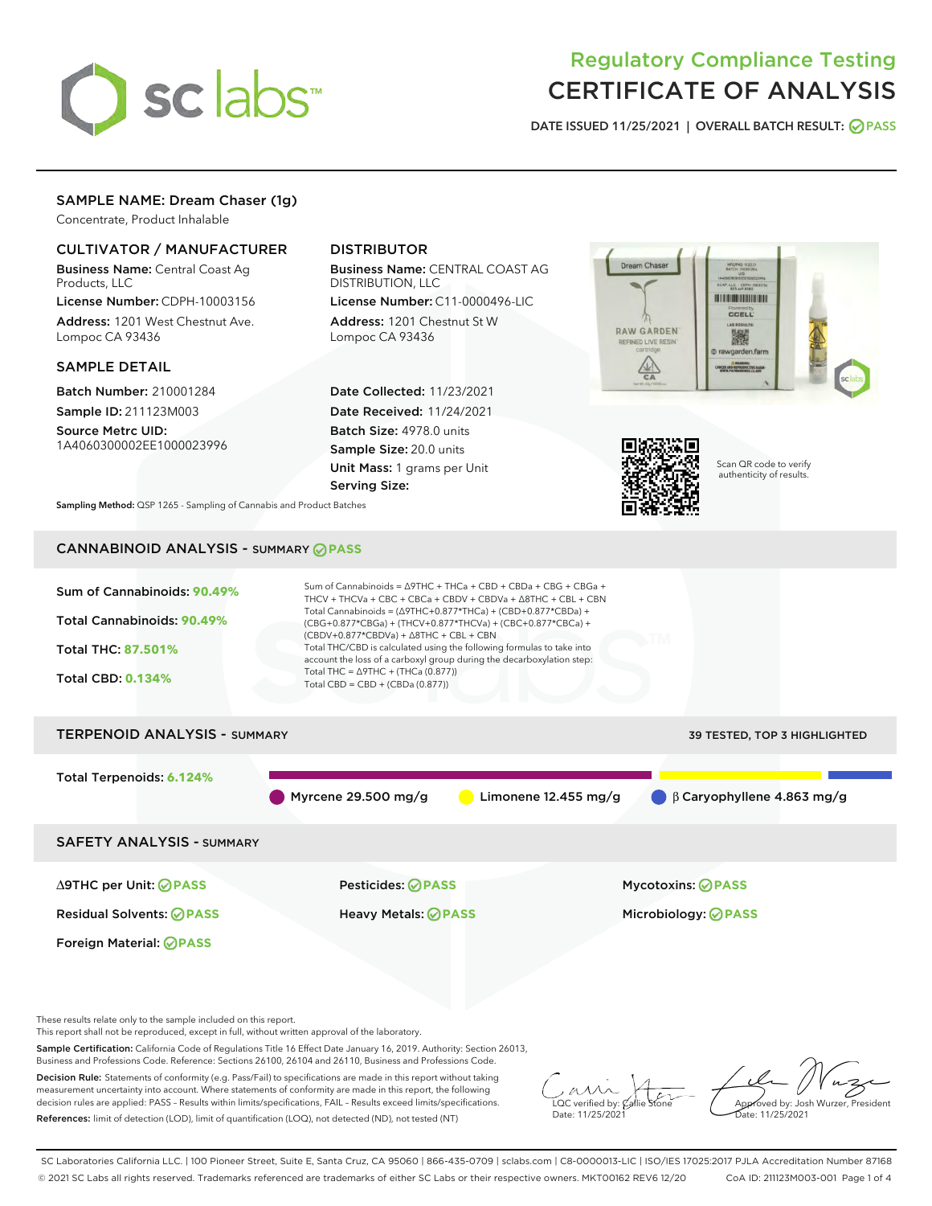# Regulatory Compliance Testing
# CERTIFICATE OF ANALYSIS

DATE ISSUED 11/25/2021 | OVERALL BATCH RESULT: PASS

## SAMPLE NAME: Dream Chaser (1g)

Concentrate, Product Inhalable

### CULTIVATOR / MANUFACTURER

Business Name: Central Coast Ag Products, LLC
License Number: CDPH-10003156
Address: 1201 West Chestnut Ave. Lompoc CA 93436

### DISTRIBUTOR

Business Name: CENTRAL COAST AG DISTRIBUTION, LLC
License Number: C11-0000496-LIC
Address: 1201 Chestnut St W Lompoc CA 93436

### SAMPLE DETAIL

Batch Number: 210001284
Sample ID: 211123M003
Source Metrc UID: 1A4060300002EE1000023996

Date Collected: 11/23/2021
Date Received: 11/24/2021
Batch Size: 4978.0 units
Sample Size: 20.0 units
Unit Mass: 1 grams per Unit
Serving Size:

Sampling Method: QSP 1265 - Sampling of Cannabis and Product Batches

Scan QR code to verify authenticity of results.

## CANNABINOID ANALYSIS - SUMMARY PASS

Sum of Cannabinoids: **90.49%**
Total Cannabinoids: **90.49%**
Total THC: **87.501%**
Total CBD: **0.134%**

Sum of Cannabinoids = Δ9THC + THCa + CBD + CBDa + CBG + CBGa + THCV + THCVa + CBC + CBCa + CBDV + CBDVa + Δ8THC + CBL + CBN
Total Cannabinoids = (Δ9THC+0.877*THCa) + (CBD+0.877*CBDa) + (CBG+0.877*CBGa) + (THCV+0.877*THCVa) + (CBC+0.877*CBCa) + (CBDV+0.877*CBDVa) + Δ8THC + CBL + CBN
Total THC/CBD is calculated using the following formulas to take into account the loss of a carboxyl group during the decarboxylation step:
Total THC = Δ9THC + (THCa (0.877))
Total CBD = CBD + (CBDa (0.877))

## TERPENOID ANALYSIS - SUMMARY

39 TESTED, TOP 3 HIGHLIGHTED

Total Terpenoids: **6.124%**

Myrcene 29.500 mg/g
Limonene 12.455 mg/g
β Caryophyllene 4.863 mg/g

## SAFETY ANALYSIS - SUMMARY

Δ9THC per Unit: PASS
Pesticides: PASS
Mycotoxins: PASS
Residual Solvents: PASS
Heavy Metals: PASS
Microbiology: PASS
Foreign Material: PASS

These results relate only to the sample included on this report.
This report shall not be reproduced, except in full, without written approval of the laboratory.

Sample Certification: California Code of Regulations Title 16 Effect Date January 16, 2019. Authority: Section 26013, Business and Professions Code. Reference: Sections 26100, 26104 and 26110, Business and Professions Code.

Decision Rule: Statements of conformity (e.g. Pass/Fail) to specifications are made in this report without taking measurement uncertainty into account. Where statements of conformity are made in this report, the following decision rules are applied: PASS – Results within limits/specifications, FAIL – Results exceed limits/specifications.

References: limit of detection (LOD), limit of quantification (LOQ), not detected (ND), not tested (NT)

LQC verified by: Callie Stone
Date: 11/25/2021

Approved by: Josh Wurzer, President
Date: 11/25/2021

SC Laboratories California LLC. | 100 Pioneer Street, Suite E, Santa Cruz, CA 95060 | 866-435-0709 | sclabs.com | C8-0000013-LIC | ISO/IES 17025:2017 PJLA Accreditation Number 87168
© 2021 SC Labs all rights reserved. Trademarks referenced are trademarks of either SC Labs or their respective owners. MKT00162 REV6 12/20 CoA ID: 211123M003-001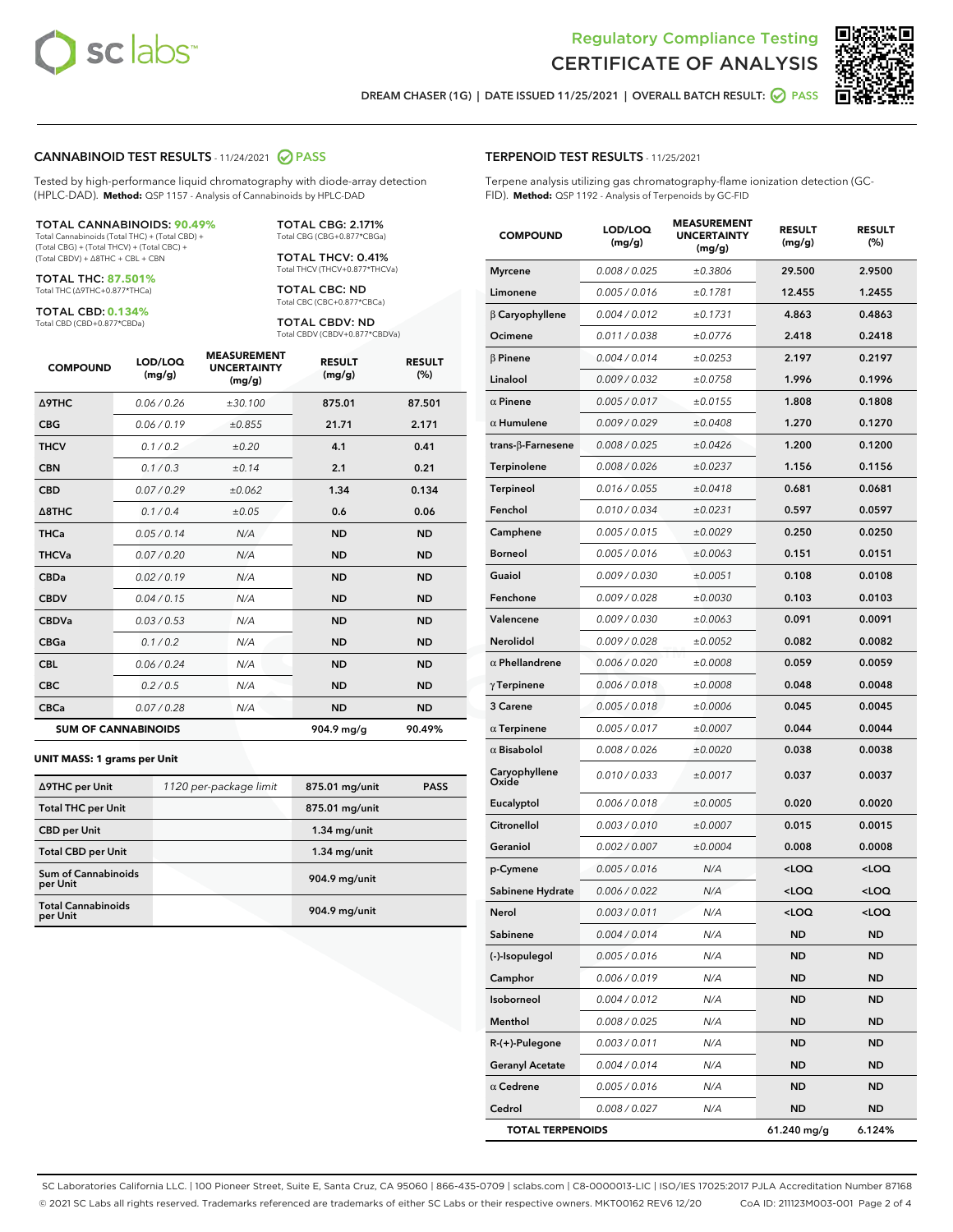# Regulatory Compliance Testing
# CERTIFICATE OF ANALYSIS

DREAM CHASER (1G) | DATE ISSUED 11/25/2021 | OVERALL BATCH RESULT: PASS

## CANNABINOID TEST RESULTS - 11/24/2021 PASS

Tested by high-performance liquid chromatography with diode-array detection (HPLC-DAD). **Method:** QSP 1157 - Analysis of Cannabinoids by HPLC-DAD

**TOTAL CANNABINOIDS: 90.49%**
Total Cannabinoids (Total THC) + (Total CBD) + (Total CBG) + (Total THCV) + (Total CBC) + (Total CBDV) + Δ8THC + CBL + CBN

**TOTAL THC: 87.501%**
Total THC (Δ9THC+0.877*THCa)

**TOTAL CBD: 0.134%**
Total CBD (CBD+0.877*CBDa)

**TOTAL CBG: 2.171%**
Total CBG (CBG+0.877*CBGa)

**TOTAL THCV: 0.41%**
Total THCV (THCV+0.877*THCVa)

**TOTAL CBC: ND**
Total CBC (CBC+0.877*CBCa)

**TOTAL CBDV: ND**
Total CBDV (CBDV+0.877*CBDVa)

| COMPOUND | LOD/LOQ (mg/g) | MEASUREMENT UNCERTAINTY (mg/g) | RESULT (mg/g) | RESULT (%) |
|---|---|---|---|---|
| Δ9THC | 0.06 / 0.26 | ±30.100 | 875.01 | 87.501 |
| CBG | 0.06 / 0.19 | ±0.855 | 21.71 | 2.171 |
| THCV | 0.1 / 0.2 | ±0.20 | 4.1 | 0.41 |
| CBN | 0.1 / 0.3 | ±0.14 | 2.1 | 0.21 |
| CBD | 0.07 / 0.29 | ±0.062 | 1.34 | 0.134 |
| Δ8THC | 0.1 / 0.4 | ±0.05 | 0.6 | 0.06 |
| THCa | 0.05 / 0.14 | N/A | ND | ND |
| THCVa | 0.07 / 0.20 | N/A | ND | ND |
| CBDa | 0.02 / 0.19 | N/A | ND | ND |
| CBDV | 0.04 / 0.15 | N/A | ND | ND |
| CBDVa | 0.03 / 0.53 | N/A | ND | ND |
| CBGa | 0.1 / 0.2 | N/A | ND | ND |
| CBL | 0.06 / 0.24 | N/A | ND | ND |
| CBC | 0.2 / 0.5 | N/A | ND | ND |
| CBCa | 0.07 / 0.28 | N/A | ND | ND |
| **SUM OF CANNABINOIDS** | | | 904.9 mg/g | 90.49% |

**UNIT MASS: 1 grams per Unit**

| | | | |
|---|---|---|---|
| Δ9THC per Unit | 1120 per-package limit | 875.01 mg/unit | PASS |
| Total THC per Unit | | 875.01 mg/unit | |
| CBD per Unit | | 1.34 mg/unit | |
| Total CBD per Unit | | 1.34 mg/unit | |
| Sum of Cannabinoids per Unit | | 904.9 mg/unit | |
| Total Cannabinoids per Unit | | 904.9 mg/unit | |

## TERPENOID TEST RESULTS - 11/25/2021

Terpene analysis utilizing gas chromatography-flame ionization detection (GC-FID). **Method:** QSP 1192 - Analysis of Terpenoids by GC-FID

| COMPOUND | LOD/LOQ (mg/g) | MEASUREMENT UNCERTAINTY (mg/g) | RESULT (mg/g) | RESULT (%) |
|---|---|---|---|---|
| Myrcene | 0.008 / 0.025 | ±0.3806 | 29.500 | 2.9500 |
| Limonene | 0.005 / 0.016 | ±0.1781 | 12.455 | 1.2455 |
| β Caryophyllene | 0.004 / 0.012 | ±0.1731 | 4.863 | 0.4863 |
| Ocimene | 0.011 / 0.038 | ±0.0776 | 2.418 | 0.2418 |
| β Pinene | 0.004 / 0.014 | ±0.0253 | 2.197 | 0.2197 |
| Linalool | 0.009 / 0.032 | ±0.0758 | 1.996 | 0.1996 |
| α Pinene | 0.005 / 0.017 | ±0.0155 | 1.808 | 0.1808 |
| α Humulene | 0.009 / 0.029 | ±0.0408 | 1.270 | 0.1270 |
| trans-β-Farnesene | 0.008 / 0.025 | ±0.0426 | 1.200 | 0.1200 |
| Terpinolene | 0.008 / 0.026 | ±0.0237 | 1.156 | 0.1156 |
| Terpineol | 0.016 / 0.055 | ±0.0418 | 0.681 | 0.0681 |
| Fenchol | 0.010 / 0.034 | ±0.0231 | 0.597 | 0.0597 |
| Camphene | 0.005 / 0.015 | ±0.0029 | 0.250 | 0.0250 |
| Borneol | 0.005 / 0.016 | ±0.0063 | 0.151 | 0.0151 |
| Guaiol | 0.009 / 0.030 | ±0.0051 | 0.108 | 0.0108 |
| Fenchone | 0.009 / 0.028 | ±0.0030 | 0.103 | 0.0103 |
| Valencene | 0.009 / 0.030 | ±0.0063 | 0.091 | 0.0091 |
| Nerolidol | 0.009 / 0.028 | ±0.0052 | 0.082 | 0.0082 |
| α Phellandrene | 0.006 / 0.020 | ±0.0008 | 0.059 | 0.0059 |
| γ Terpinene | 0.006 / 0.018 | ±0.0008 | 0.048 | 0.0048 |
| 3 Carene | 0.005 / 0.018 | ±0.0006 | 0.045 | 0.0045 |
| α Terpinene | 0.005 / 0.017 | ±0.0007 | 0.044 | 0.0044 |
| α Bisabolol | 0.008 / 0.026 | ±0.0020 | 0.038 | 0.0038 |
| Caryophyllene Oxide | 0.010 / 0.033 | ±0.0017 | 0.037 | 0.0037 |
| Eucalyptol | 0.006 / 0.018 | ±0.0005 | 0.020 | 0.0020 |
| Citronellol | 0.003 / 0.010 | ±0.0007 | 0.015 | 0.0015 |
| Geraniol | 0.002 / 0.007 | ±0.0004 | 0.008 | 0.0008 |
| p-Cymene | 0.005 / 0.016 | N/A | <LOQ | <LOQ |
| Sabinene Hydrate | 0.006 / 0.022 | N/A | <LOQ | <LOQ |
| Nerol | 0.003 / 0.011 | N/A | <LOQ | <LOQ |
| Sabinene | 0.004 / 0.014 | N/A | ND | ND |
| (-)-Isopulegol | 0.005 / 0.016 | N/A | ND | ND |
| Camphor | 0.006 / 0.019 | N/A | ND | ND |
| Isoborneol | 0.004 / 0.012 | N/A | ND | ND |
| Menthol | 0.008 / 0.025 | N/A | ND | ND |
| R-(+)-Pulegone | 0.003 / 0.011 | N/A | ND | ND |
| Geranyl Acetate | 0.004 / 0.014 | N/A | ND | ND |
| α Cedrene | 0.005 / 0.016 | N/A | ND | ND |
| Cedrol | 0.008 / 0.027 | N/A | ND | ND |
| **TOTAL TERPENOIDS** | | | 61.240 mg/g | 6.124% |

SC Laboratories California LLC. | 100 Pioneer Street, Suite E, Santa Cruz, CA 95060 | 866-435-0709 | sclabs.com | C8-0000013-LIC | ISO/IES 17025:2017 PJLA Accreditation Number 87168
© 2021 SC Labs all rights reserved. Trademarks referenced are trademarks of either SC Labs or their respective owners. MKT00162 REV6 12/20 CoA ID: 211123M003-001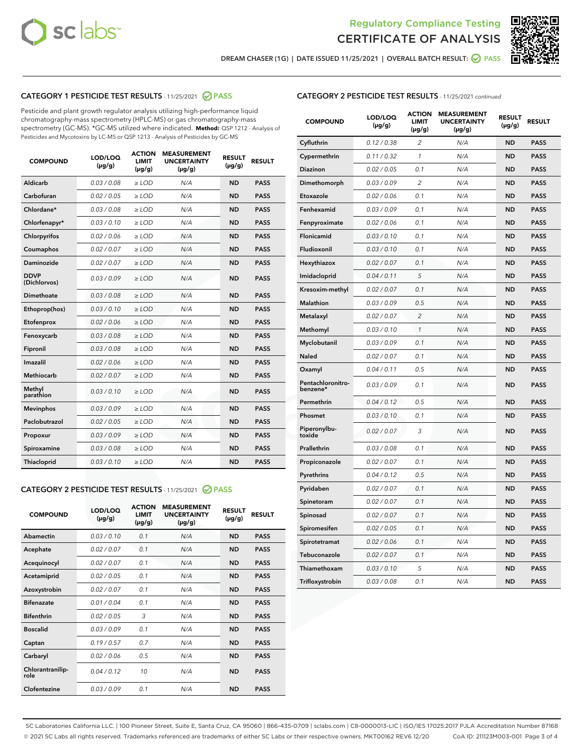Regulatory Compliance Testing
CERTIFICATE OF ANALYSIS

DREAM CHASER (1G) | DATE ISSUED 11/25/2021 | OVERALL BATCH RESULT: PASS

## CATEGORY 1 PESTICIDE TEST RESULTS - 11/25/2021 PASS

Pesticide and plant growth regulator analysis utilizing high-performance liquid chromatography-mass spectrometry (HPLC-MS) or gas chromatography-mass spectrometry (GC-MS). *GC-MS utilized where indicated. **Method:** QSP 1212 - Analysis of Pesticides and Mycotoxins by LC-MS or QSP 1213 - Analysis of Pesticides by GC-MS

| COMPOUND | LOD/LOQ (µg/g) | ACTION LIMIT (µg/g) | MEASUREMENT UNCERTAINTY (µg/g) | RESULT (µg/g) | RESULT |
|---|---|---|---|---|---|
| Aldicarb | 0.03 / 0.08 | ≥ LOD | N/A | ND | PASS |
| Carbofuran | 0.02 / 0.05 | ≥ LOD | N/A | ND | PASS |
| Chlordane* | 0.03 / 0.08 | ≥ LOD | N/A | ND | PASS |
| Chlorfenapyr* | 0.03 / 0.10 | ≥ LOD | N/A | ND | PASS |
| Chlorpyrifos | 0.02 / 0.06 | ≥ LOD | N/A | ND | PASS |
| Coumaphos | 0.02 / 0.07 | ≥ LOD | N/A | ND | PASS |
| Daminozide | 0.02 / 0.07 | ≥ LOD | N/A | ND | PASS |
| DDVP (Dichlorvos) | 0.03 / 0.09 | ≥ LOD | N/A | ND | PASS |
| Dimethoate | 0.03 / 0.08 | ≥ LOD | N/A | ND | PASS |
| Ethoprop(hos) | 0.03 / 0.10 | ≥ LOD | N/A | ND | PASS |
| Etofenprox | 0.02 / 0.06 | ≥ LOD | N/A | ND | PASS |
| Fenoxycarb | 0.03 / 0.08 | ≥ LOD | N/A | ND | PASS |
| Fipronil | 0.03 / 0.08 | ≥ LOD | N/A | ND | PASS |
| Imazalil | 0.02 / 0.06 | ≥ LOD | N/A | ND | PASS |
| Methiocarb | 0.02 / 0.07 | ≥ LOD | N/A | ND | PASS |
| Methyl parathion | 0.03 / 0.10 | ≥ LOD | N/A | ND | PASS |
| Mevinphos | 0.03 / 0.09 | ≥ LOD | N/A | ND | PASS |
| Paclobutrazol | 0.02 / 0.05 | ≥ LOD | N/A | ND | PASS |
| Propoxur | 0.03 / 0.09 | ≥ LOD | N/A | ND | PASS |
| Spiroxamine | 0.03 / 0.08 | ≥ LOD | N/A | ND | PASS |
| Thiacloprid | 0.03 / 0.10 | ≥ LOD | N/A | ND | PASS |

## CATEGORY 2 PESTICIDE TEST RESULTS - 11/25/2021 PASS

| COMPOUND | LOD/LOQ (µg/g) | ACTION LIMIT (µg/g) | MEASUREMENT UNCERTAINTY (µg/g) | RESULT (µg/g) | RESULT |
|---|---|---|---|---|---|
| Abamectin | 0.03 / 0.10 | 0.1 | N/A | ND | PASS |
| Acephate | 0.02 / 0.07 | 0.1 | N/A | ND | PASS |
| Acequinocyl | 0.02 / 0.07 | 0.1 | N/A | ND | PASS |
| Acetamiprid | 0.02 / 0.05 | 0.1 | N/A | ND | PASS |
| Azoxystrobin | 0.02 / 0.07 | 0.1 | N/A | ND | PASS |
| Bifenazate | 0.01 / 0.04 | 0.1 | N/A | ND | PASS |
| Bifenthrin | 0.02 / 0.05 | 3 | N/A | ND | PASS |
| Boscalid | 0.03 / 0.09 | 0.1 | N/A | ND | PASS |
| Captan | 0.19 / 0.57 | 0.7 | N/A | ND | PASS |
| Carbaryl | 0.02 / 0.06 | 0.5 | N/A | ND | PASS |
| Chlorantraniliprole | 0.04 / 0.12 | 10 | N/A | ND | PASS |
| Clofentezine | 0.03 / 0.09 | 0.1 | N/A | ND | PASS |
| Cyfluthrin | 0.12 / 0.38 | 2 | N/A | ND | PASS |
| Cypermethrin | 0.11 / 0.32 | 1 | N/A | ND | PASS |
| Diazinon | 0.02 / 0.05 | 0.1 | N/A | ND | PASS |
| Dimethomorph | 0.03 / 0.09 | 2 | N/A | ND | PASS |
| Etoxazole | 0.02 / 0.06 | 0.1 | N/A | ND | PASS |
| Fenhexamid | 0.03 / 0.09 | 0.1 | N/A | ND | PASS |
| Fenpyroximate | 0.02 / 0.06 | 0.1 | N/A | ND | PASS |
| Flonicamid | 0.03 / 0.10 | 0.1 | N/A | ND | PASS |
| Fludioxonil | 0.03 / 0.10 | 0.1 | N/A | ND | PASS |
| Hexythiazox | 0.02 / 0.07 | 0.1 | N/A | ND | PASS |
| Imidacloprid | 0.04 / 0.11 | 5 | N/A | ND | PASS |
| Kresoxim-methyl | 0.02 / 0.07 | 0.1 | N/A | ND | PASS |
| Malathion | 0.03 / 0.09 | 0.5 | N/A | ND | PASS |
| Metalaxyl | 0.02 / 0.07 | 2 | N/A | ND | PASS |
| Methomyl | 0.03 / 0.10 | 1 | N/A | ND | PASS |
| Myclobutanil | 0.03 / 0.09 | 0.1 | N/A | ND | PASS |
| Naled | 0.02 / 0.07 | 0.1 | N/A | ND | PASS |
| Oxamyl | 0.04 / 0.11 | 0.5 | N/A | ND | PASS |
| Pentachloronitrobenzene* | 0.03 / 0.09 | 0.1 | N/A | ND | PASS |
| Permethrin | 0.04 / 0.12 | 0.5 | N/A | ND | PASS |
| Phosmet | 0.03 / 0.10 | 0.1 | N/A | ND | PASS |
| Piperonylbutoxide | 0.02 / 0.07 | 3 | N/A | ND | PASS |
| Prallethrin | 0.03 / 0.08 | 0.1 | N/A | ND | PASS |
| Propiconazole | 0.02 / 0.07 | 0.1 | N/A | ND | PASS |
| Pyrethrins | 0.04 / 0.12 | 0.5 | N/A | ND | PASS |
| Pyridaben | 0.02 / 0.07 | 0.1 | N/A | ND | PASS |
| Spinetoram | 0.02 / 0.07 | 0.1 | N/A | ND | PASS |
| Spinosad | 0.02 / 0.07 | 0.1 | N/A | ND | PASS |
| Spiromesifen | 0.02 / 0.05 | 0.1 | N/A | ND | PASS |
| Spirotetramat | 0.02 / 0.06 | 0.1 | N/A | ND | PASS |
| Tebuconazole | 0.02 / 0.07 | 0.1 | N/A | ND | PASS |
| Thiamethoxam | 0.03 / 0.10 | 5 | N/A | ND | PASS |
| Trifloxystrobin | 0.03 / 0.08 | 0.1 | N/A | ND | PASS |

SC Laboratories California LLC. | 100 Pioneer Street, Suite E, Santa Cruz, CA 95060 | 866-435-0709 | sclabs.com | C8-0000013-LIC | ISO/IES 17025:2017 PJLA Accreditation Number 87168
© 2021 SC Labs all rights reserved. Trademarks referenced are trademarks of either SC Labs or their respective owners. MKT00162 REV6 12/20 CoA ID: 211123M003-001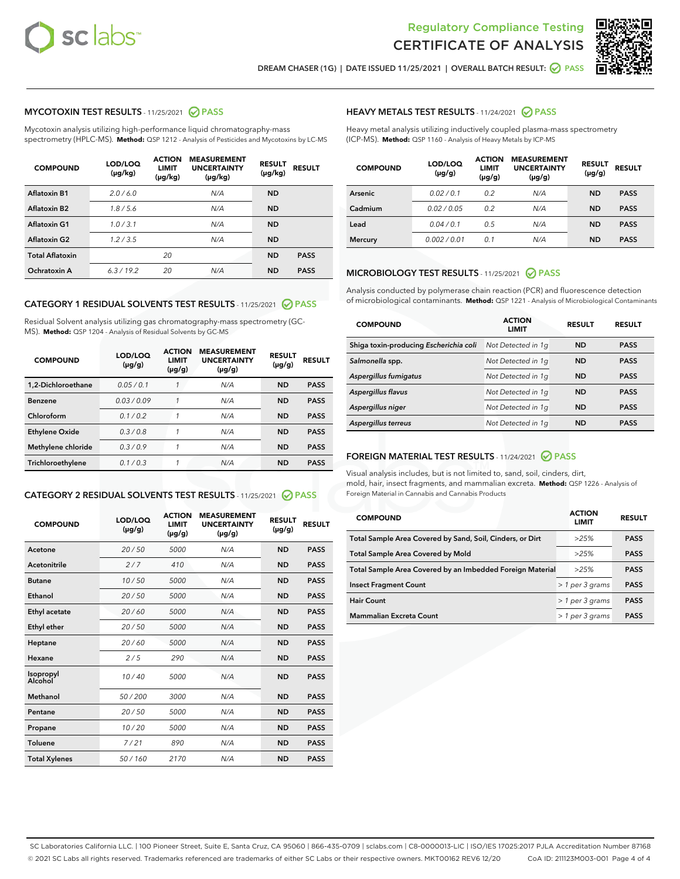Regulatory Compliance Testing

# CERTIFICATE OF ANALYSIS

DREAM CHASER (1G) | DATE ISSUED 11/25/2021 | OVERALL BATCH RESULT: PASS

## MYCOTOXIN TEST RESULTS - 11/25/2021 PASS

Mycotoxin analysis utilizing high-performance liquid chromatography-mass spectrometry (HPLC-MS). **Method:** QSP 1212 - Analysis of Pesticides and Mycotoxins by LC-MS

| COMPOUND | LOD/LOQ (µg/kg) | ACTION LIMIT (µg/kg) | MEASUREMENT UNCERTAINTY (µg/kg) | RESULT (µg/kg) | RESULT |
|---|---|---|---|---|---|
| Aflatoxin B1 | 2.0 / 6.0 | | N/A | ND | |
| Aflatoxin B2 | 1.8 / 5.6 | | N/A | ND | |
| Aflatoxin G1 | 1.0 / 3.1 | | N/A | ND | |
| Aflatoxin G2 | 1.2 / 3.5 | | N/A | ND | |
| Total Aflatoxin | | 20 | | ND | PASS |
| Ochratoxin A | 6.3 / 19.2 | 20 | N/A | ND | PASS |

## CATEGORY 1 RESIDUAL SOLVENTS TEST RESULTS - 11/25/2021 PASS

Residual Solvent analysis utilizing gas chromatography-mass spectrometry (GC-MS). **Method:** QSP 1204 - Analysis of Residual Solvents by GC-MS

| COMPOUND | LOD/LOQ (µg/g) | ACTION LIMIT (µg/g) | MEASUREMENT UNCERTAINTY (µg/g) | RESULT (µg/g) | RESULT |
|---|---|---|---|---|---|
| 1,2-Dichloroethane | 0.05 / 0.1 | 1 | N/A | ND | PASS |
| Benzene | 0.03 / 0.09 | 1 | N/A | ND | PASS |
| Chloroform | 0.1 / 0.2 | 1 | N/A | ND | PASS |
| Ethylene Oxide | 0.3 / 0.8 | 1 | N/A | ND | PASS |
| Methylene chloride | 0.3 / 0.9 | 1 | N/A | ND | PASS |
| Trichloroethylene | 0.1 / 0.3 | 1 | N/A | ND | PASS |

## CATEGORY 2 RESIDUAL SOLVENTS TEST RESULTS - 11/25/2021 PASS

| COMPOUND | LOD/LOQ (µg/g) | ACTION LIMIT (µg/g) | MEASUREMENT UNCERTAINTY (µg/g) | RESULT (µg/g) | RESULT |
|---|---|---|---|---|---|
| Acetone | 20 / 50 | 5000 | N/A | ND | PASS |
| Acetonitrile | 2 / 7 | 410 | N/A | ND | PASS |
| Butane | 10 / 50 | 5000 | N/A | ND | PASS |
| Ethanol | 20 / 50 | 5000 | N/A | ND | PASS |
| Ethyl acetate | 20 / 60 | 5000 | N/A | ND | PASS |
| Ethyl ether | 20 / 50 | 5000 | N/A | ND | PASS |
| Heptane | 20 / 60 | 5000 | N/A | ND | PASS |
| Hexane | 2 / 5 | 290 | N/A | ND | PASS |
| Isopropyl Alcohol | 10 / 40 | 5000 | N/A | ND | PASS |
| Methanol | 50 / 200 | 3000 | N/A | ND | PASS |
| Pentane | 20 / 50 | 5000 | N/A | ND | PASS |
| Propane | 10 / 20 | 5000 | N/A | ND | PASS |
| Toluene | 7 / 21 | 890 | N/A | ND | PASS |
| Total Xylenes | 50 / 160 | 2170 | N/A | ND | PASS |

## HEAVY METALS TEST RESULTS - 11/24/2021 PASS

Heavy metal analysis utilizing inductively coupled plasma-mass spectrometry (ICP-MS). **Method:** QSP 1160 - Analysis of Heavy Metals by ICP-MS

| COMPOUND | LOD/LOQ (µg/g) | ACTION LIMIT (µg/g) | MEASUREMENT UNCERTAINTY (µg/g) | RESULT (µg/g) | RESULT |
|---|---|---|---|---|---|
| Arsenic | 0.02 / 0.1 | 0.2 | N/A | ND | PASS |
| Cadmium | 0.02 / 0.05 | 0.2 | N/A | ND | PASS |
| Lead | 0.04 / 0.1 | 0.5 | N/A | ND | PASS |
| Mercury | 0.002 / 0.01 | 0.1 | N/A | ND | PASS |

## MICROBIOLOGY TEST RESULTS - 11/25/2021 PASS

Analysis conducted by polymerase chain reaction (PCR) and fluorescence detection of microbiological contaminants. **Method:** QSP 1221 - Analysis of Microbiological Contaminants

| COMPOUND | ACTION LIMIT | RESULT | RESULT |
|---|---|---|---|
| Shiga toxin-producing *Escherichia coli* | Not Detected in 1g | ND | PASS |
| *Salmonella* spp. | Not Detected in 1g | ND | PASS |
| *Aspergillus fumigatus* | Not Detected in 1g | ND | PASS |
| *Aspergillus flavus* | Not Detected in 1g | ND | PASS |
| *Aspergillus niger* | Not Detected in 1g | ND | PASS |
| *Aspergillus terreus* | Not Detected in 1g | ND | PASS |

## FOREIGN MATERIAL TEST RESULTS - 11/24/2021 PASS

Visual analysis includes, but is not limited to, sand, soil, cinders, dirt, mold, hair, insect fragments, and mammalian excreta. **Method:** QSP 1226 - Analysis of Foreign Material in Cannabis and Cannabis Products

| COMPOUND | ACTION LIMIT | RESULT |
|---|---|---|
| Total Sample Area Covered by Sand, Soil, Cinders, or Dirt | >25% | PASS |
| Total Sample Area Covered by Mold | >25% | PASS |
| Total Sample Area Covered by an Imbedded Foreign Material | >25% | PASS |
| Insect Fragment Count | > 1 per 3 grams | PASS |
| Hair Count | > 1 per 3 grams | PASS |
| Mammalian Excreta Count | > 1 per 3 grams | PASS |

SC Laboratories California LLC. | 100 Pioneer Street, Suite E, Santa Cruz, CA 95060 | 866-435-0709 | sclabs.com | C8-0000013-LIC | ISO/IES 17025:2017 PJLA Accreditation Number 87168
© 2021 SC Labs all rights reserved. Trademarks referenced are trademarks of either SC Labs or their respective owners. MKT00162 REV6 12/20 CoA ID: 211123M003-001